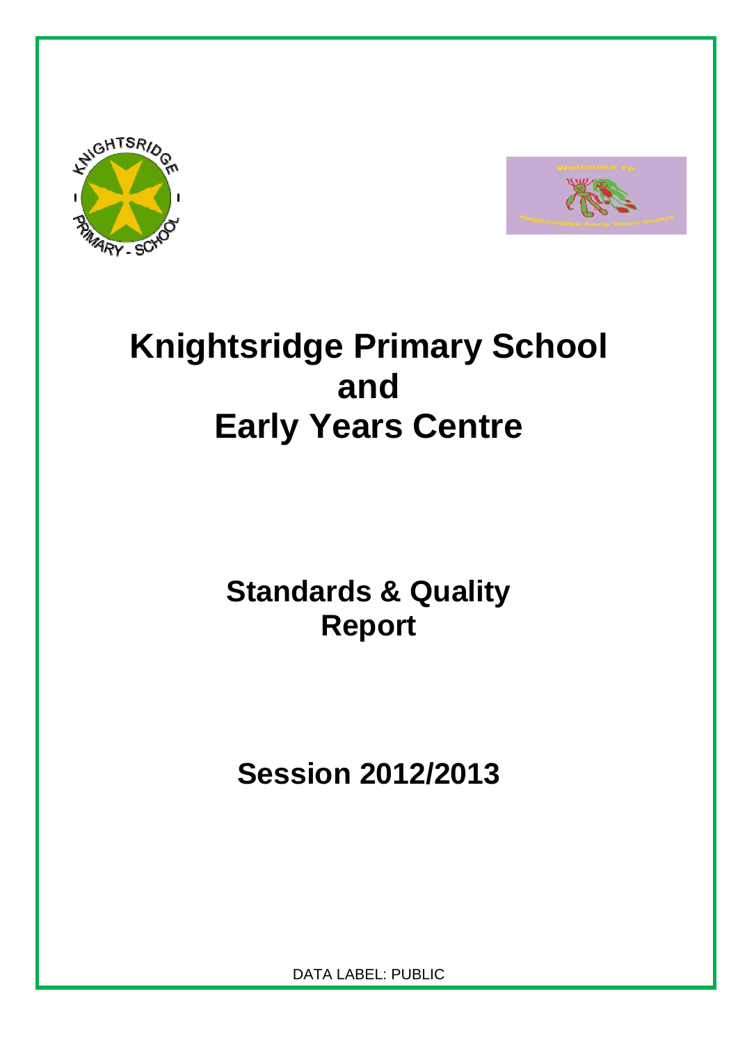# Knightsridge Primary School and Early Years Centre

## Standards & Quality Report

## Session 2012/2013

DATA LABEL: PUBLIC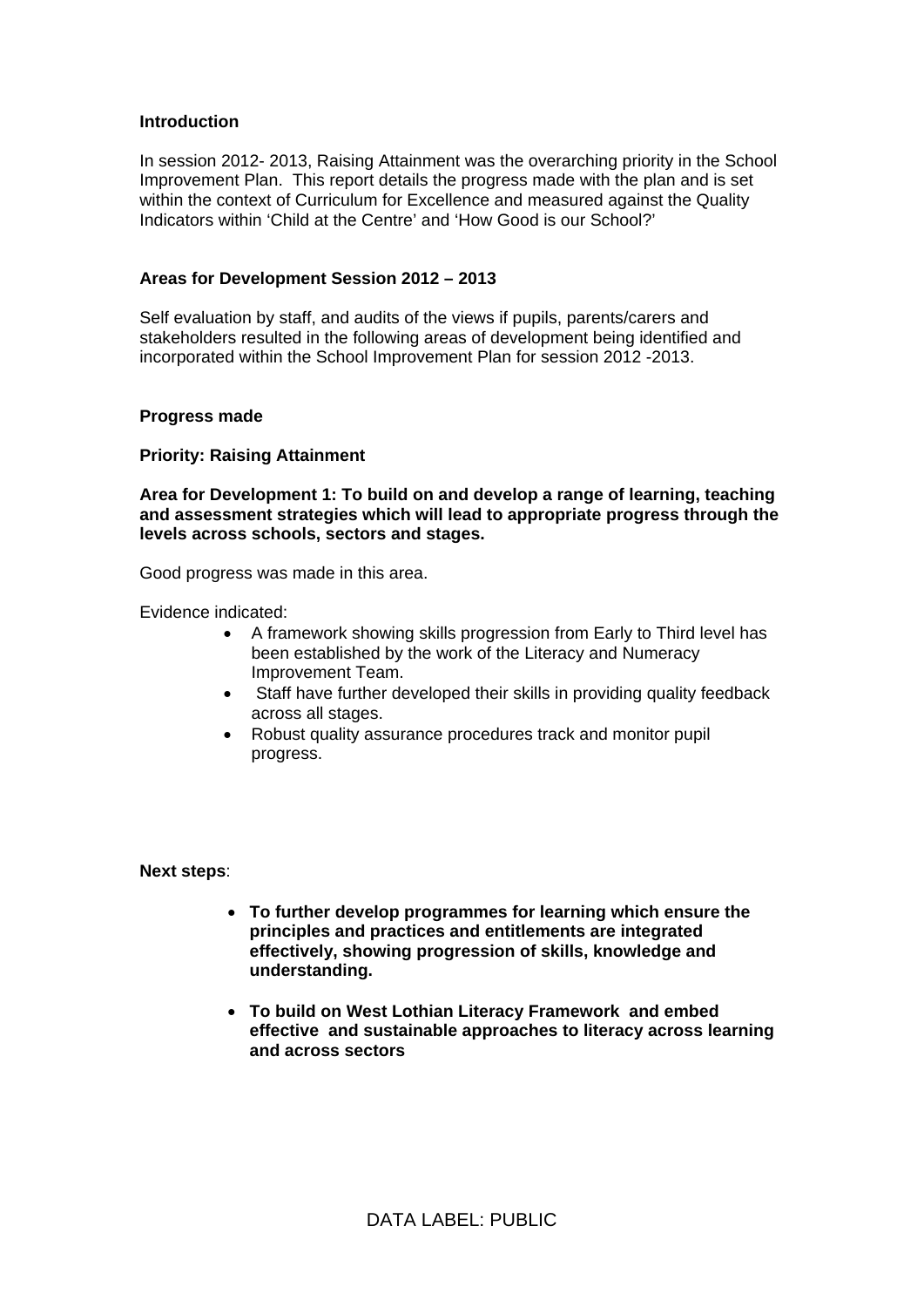**Introduction**

In session 2012- 2013, Raising Attainment was the overarching priority in the School Improvement Plan. This report details the progress made with the plan and is set within the context of Curriculum for Excellence and measured against the Quality Indicators within 'Child at the Centre' and 'How Good is our School?'

**Areas for Development Session 2012 – 2013**

Self evaluation by staff, and audits of the views if pupils, parents/carers and stakeholders resulted in the following areas of development being identified and incorporated within the School Improvement Plan for session 2012 -2013.

**Progress made**

**Priority: Raising Attainment**

**Area for Development 1: To build on and develop a range of learning, teaching and assessment strategies which will lead to appropriate progress through the levels across schools, sectors and stages.**

Good progress was made in this area.

Evidence indicated:

- A framework showing skills progression from Early to Third level has been established by the work of the Literacy and Numeracy Improvement Team.
- Staff have further developed their skills in providing quality feedback across all stages.
- Robust quality assurance procedures track and monitor pupil progress.

**Next steps**:

- **To further develop programmes for learning which ensure the principles and practices and entitlements are integrated effectively, showing progression of skills, knowledge and understanding.**
- **To build on West Lothian Literacy Framework and embed effective and sustainable approaches to literacy across learning and across sectors**

DATA LABEL: PUBLIC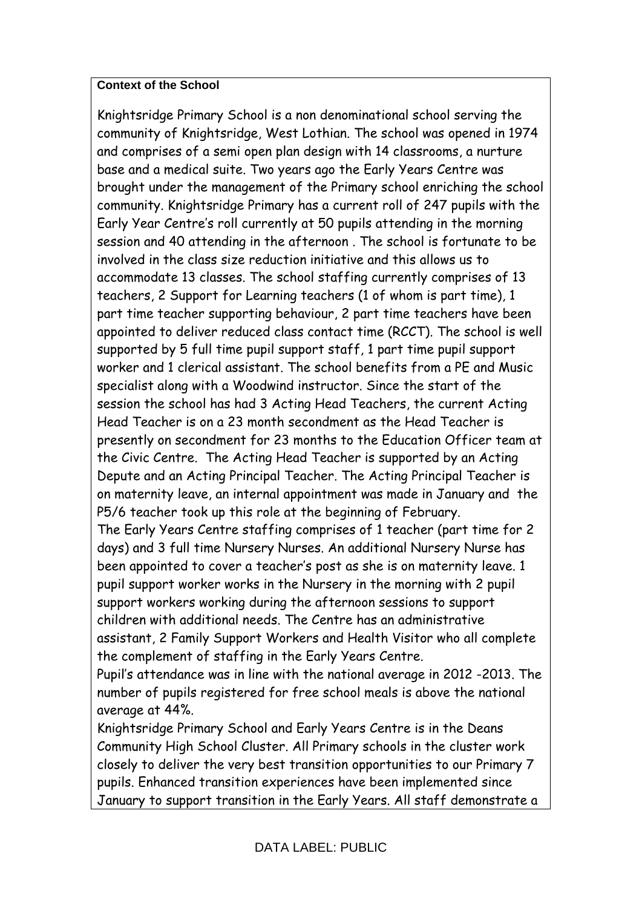**Context of the School**

Knightsridge Primary School is a non denominational school serving the community of Knightsridge, West Lothian. The school was opened in 1974 and comprises of a semi open plan design with 14 classrooms, a nurture base and a medical suite. Two years ago the Early Years Centre was brought under the management of the Primary school enriching the school community. Knightsridge Primary has a current roll of 247 pupils with the Early Year Centre's roll currently at 50 pupils attending in the morning session and 40 attending in the afternoon . The school is fortunate to be involved in the class size reduction initiative and this allows us to accommodate 13 classes. The school staffing currently comprises of 13 teachers, 2 Support for Learning teachers (1 of whom is part time), 1 part time teacher supporting behaviour, 2 part time teachers have been appointed to deliver reduced class contact time (RCCT). The school is well supported by 5 full time pupil support staff, 1 part time pupil support worker and 1 clerical assistant. The school benefits from a PE and Music specialist along with a Woodwind instructor. Since the start of the session the school has had 3 Acting Head Teachers, the current Acting Head Teacher is on a 23 month secondment as the Head Teacher is presently on secondment for 23 months to the Education Officer team at the Civic Centre. The Acting Head Teacher is supported by an Acting Depute and an Acting Principal Teacher. The Acting Principal Teacher is on maternity leave, an internal appointment was made in January and the P5/6 teacher took up this role at the beginning of February.

The Early Years Centre staffing comprises of 1 teacher (part time for 2 days) and 3 full time Nursery Nurses. An additional Nursery Nurse has been appointed to cover a teacher's post as she is on maternity leave. 1 pupil support worker works in the Nursery in the morning with 2 pupil support workers working during the afternoon sessions to support children with additional needs. The Centre has an administrative assistant, 2 Family Support Workers and Health Visitor who all complete the complement of staffing in the Early Years Centre.

Pupil's attendance was in line with the national average in 2012 -2013. The number of pupils registered for free school meals is above the national average at 44%.

Knightsridge Primary School and Early Years Centre is in the Deans Community High School Cluster. All Primary schools in the cluster work closely to deliver the very best transition opportunities to our Primary 7 pupils. Enhanced transition experiences have been implemented since January to support transition in the Early Years. All staff demonstrate a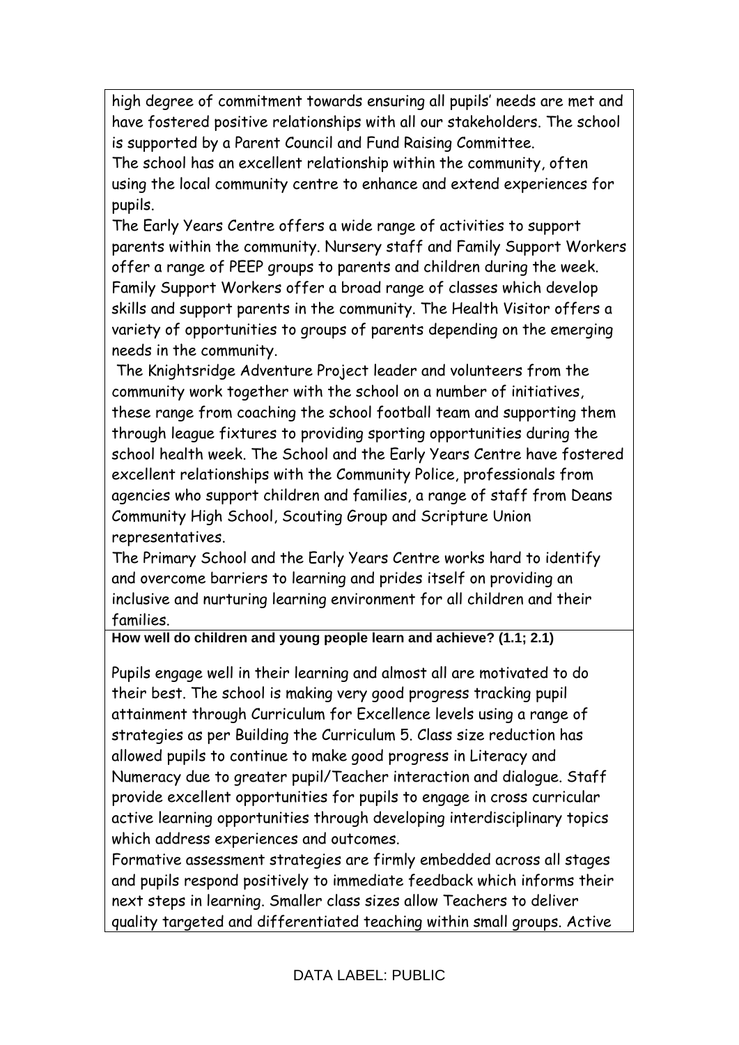high degree of commitment towards ensuring all pupils' needs are met and have fostered positive relationships with all our stakeholders. The school is supported by a Parent Council and Fund Raising Committee.
The school has an excellent relationship within the community, often using the local community centre to enhance and extend experiences for pupils.
The Early Years Centre offers a wide range of activities to support parents within the community. Nursery staff and Family Support Workers offer a range of PEEP groups to parents and children during the week. Family Support Workers offer a broad range of classes which develop skills and support parents in the community. The Health Visitor offers a variety of opportunities to groups of parents depending on the emerging needs in the community.
The Knightsridge Adventure Project leader and volunteers from the community work together with the school on a number of initiatives, these range from coaching the school football team and supporting them through league fixtures to providing sporting opportunities during the school health week. The School and the Early Years Centre have fostered excellent relationships with the Community Police, professionals from agencies who support children and families, a range of staff from Deans Community High School, Scouting Group and Scripture Union representatives.
The Primary School and the Early Years Centre works hard to identify and overcome barriers to learning and prides itself on providing an inclusive and nurturing learning environment for all children and their families.

**How well do children and young people learn and achieve? (1.1; 2.1)**

Pupils engage well in their learning and almost all are motivated to do their best. The school is making very good progress tracking pupil attainment through Curriculum for Excellence levels using a range of strategies as per Building the Curriculum 5. Class size reduction has allowed pupils to continue to make good progress in Literacy and Numeracy due to greater pupil/Teacher interaction and dialogue. Staff provide excellent opportunities for pupils to engage in cross curricular active learning opportunities through developing interdisciplinary topics which address experiences and outcomes.
Formative assessment strategies are firmly embedded across all stages and pupils respond positively to immediate feedback which informs their next steps in learning. Smaller class sizes allow Teachers to deliver quality targeted and differentiated teaching within small groups. Active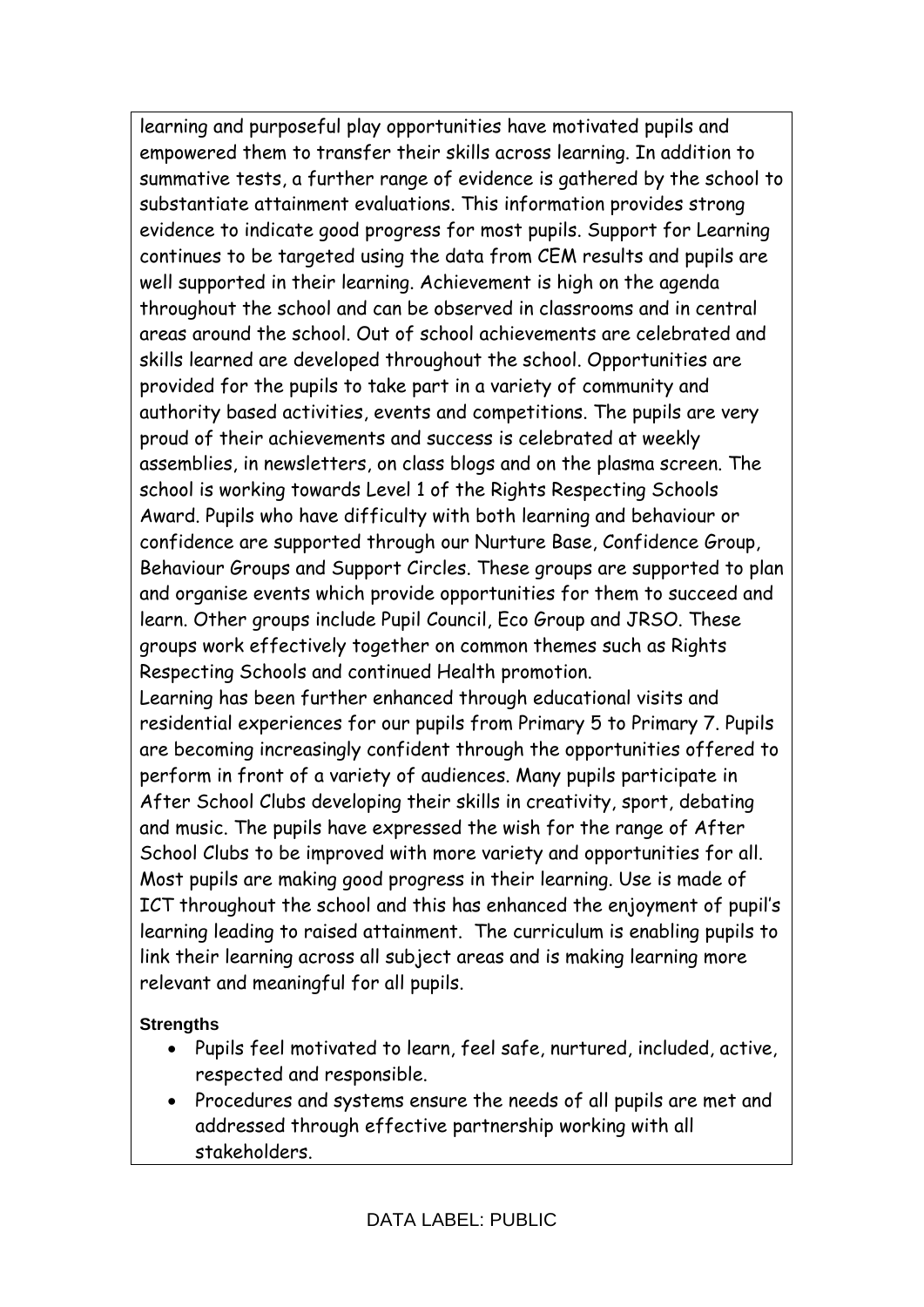learning and purposeful play opportunities have motivated pupils and empowered them to transfer their skills across learning. In addition to summative tests, a further range of evidence is gathered by the school to substantiate attainment evaluations. This information provides strong evidence to indicate good progress for most pupils. Support for Learning continues to be targeted using the data from CEM results and pupils are well supported in their learning. Achievement is high on the agenda throughout the school and can be observed in classrooms and in central areas around the school. Out of school achievements are celebrated and skills learned are developed throughout the school. Opportunities are provided for the pupils to take part in a variety of community and authority based activities, events and competitions. The pupils are very proud of their achievements and success is celebrated at weekly assemblies, in newsletters, on class blogs and on the plasma screen. The school is working towards Level 1 of the Rights Respecting Schools Award. Pupils who have difficulty with both learning and behaviour or confidence are supported through our Nurture Base, Confidence Group, Behaviour Groups and Support Circles. These groups are supported to plan and organise events which provide opportunities for them to succeed and learn. Other groups include Pupil Council, Eco Group and JRSO. These groups work effectively together on common themes such as Rights Respecting Schools and continued Health promotion.

Learning has been further enhanced through educational visits and residential experiences for our pupils from Primary 5 to Primary 7. Pupils are becoming increasingly confident through the opportunities offered to perform in front of a variety of audiences. Many pupils participate in After School Clubs developing their skills in creativity, sport, debating and music. The pupils have expressed the wish for the range of After School Clubs to be improved with more variety and opportunities for all. Most pupils are making good progress in their learning. Use is made of ICT throughout the school and this has enhanced the enjoyment of pupil's learning leading to raised attainment. The curriculum is enabling pupils to link their learning across all subject areas and is making learning more relevant and meaningful for all pupils.

**Strengths**

- Pupils feel motivated to learn, feel safe, nurtured, included, active, respected and responsible.
- Procedures and systems ensure the needs of all pupils are met and addressed through effective partnership working with all stakeholders.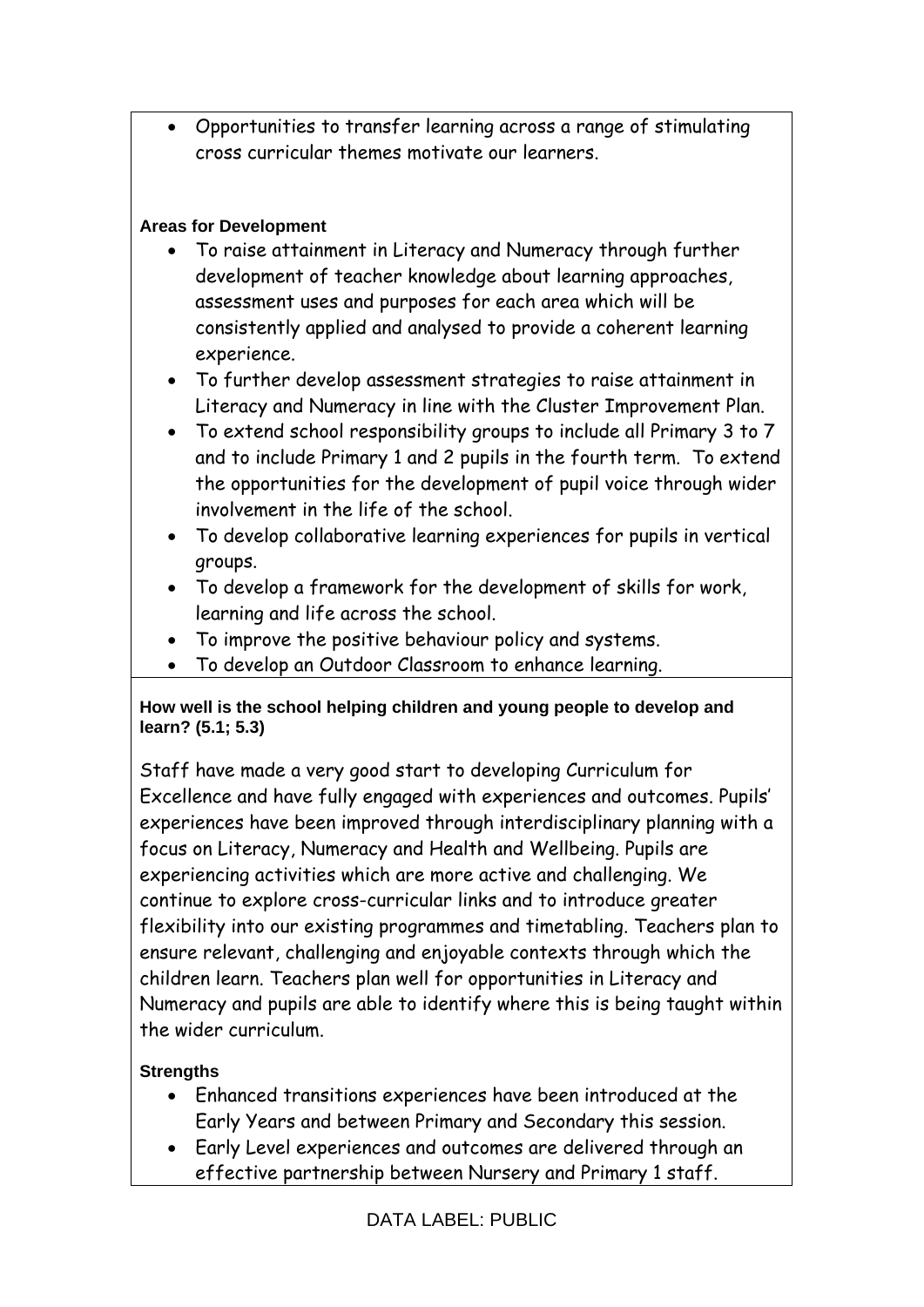- Opportunities to transfer learning across a range of stimulating cross curricular themes motivate our learners.

**Areas for Development**

- To raise attainment in Literacy and Numeracy through further development of teacher knowledge about learning approaches, assessment uses and purposes for each area which will be consistently applied and analysed to provide a coherent learning experience.
- To further develop assessment strategies to raise attainment in Literacy and Numeracy in line with the Cluster Improvement Plan.
- To extend school responsibility groups to include all Primary 3 to 7 and to include Primary 1 and 2 pupils in the fourth term. To extend the opportunities for the development of pupil voice through wider involvement in the life of the school.
- To develop collaborative learning experiences for pupils in vertical groups.
- To develop a framework for the development of skills for work, learning and life across the school.
- To improve the positive behaviour policy and systems.
- To develop an Outdoor Classroom to enhance learning.

**How well is the school helping children and young people to develop and learn? (5.1; 5.3)**

Staff have made a very good start to developing Curriculum for Excellence and have fully engaged with experiences and outcomes. Pupils' experiences have been improved through interdisciplinary planning with a focus on Literacy, Numeracy and Health and Wellbeing. Pupils are experiencing activities which are more active and challenging. We continue to explore cross-curricular links and to introduce greater flexibility into our existing programmes and timetabling. Teachers plan to ensure relevant, challenging and enjoyable contexts through which the children learn. Teachers plan well for opportunities in Literacy and Numeracy and pupils are able to identify where this is being taught within the wider curriculum.

**Strengths**

- Enhanced transitions experiences have been introduced at the Early Years and between Primary and Secondary this session.
- Early Level experiences and outcomes are delivered through an effective partnership between Nursery and Primary 1 staff.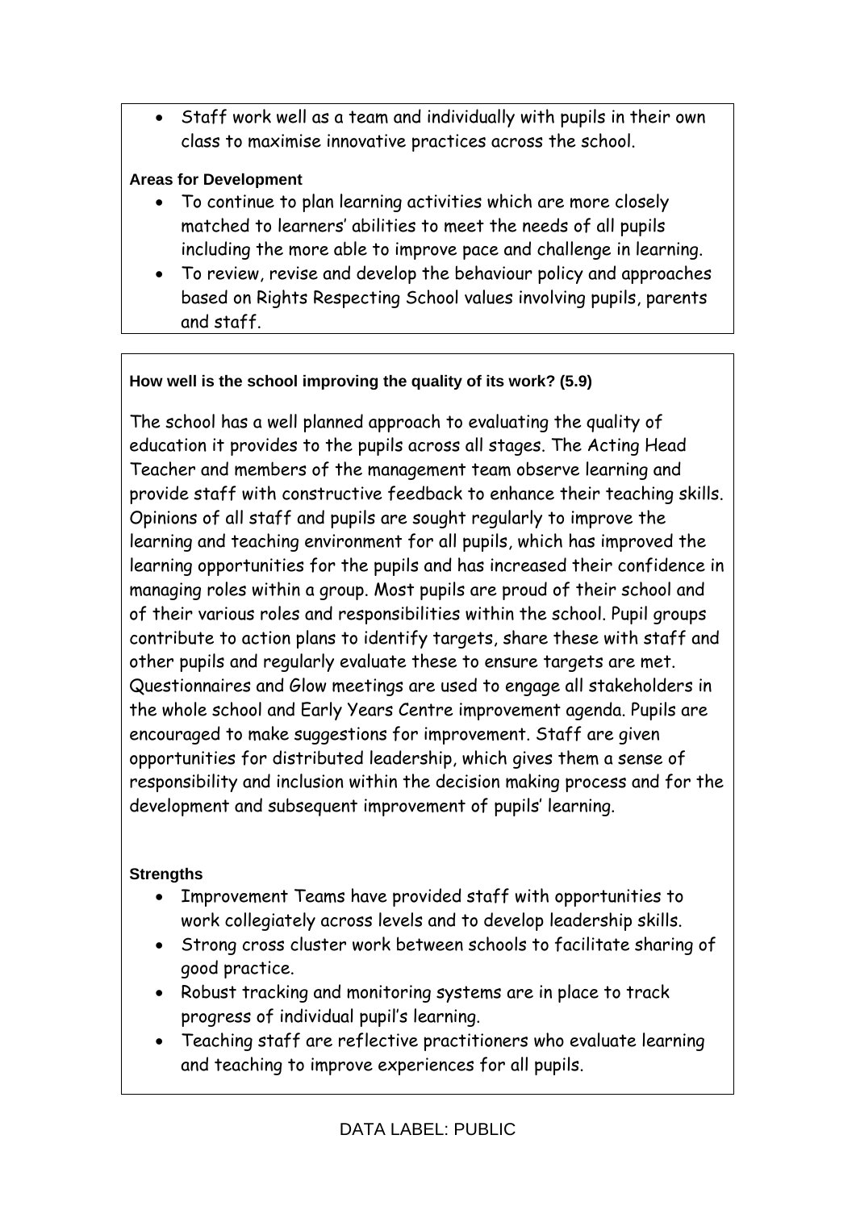- Staff work well as a team and individually with pupils in their own class to maximise innovative practices across the school.

**Areas for Development**

- To continue to plan learning activities which are more closely matched to learners' abilities to meet the needs of all pupils including the more able to improve pace and challenge in learning.
- To review, revise and develop the behaviour policy and approaches based on Rights Respecting School values involving pupils, parents and staff.

**How well is the school improving the quality of its work? (5.9)**

The school has a well planned approach to evaluating the quality of education it provides to the pupils across all stages. The Acting Head Teacher and members of the management team observe learning and provide staff with constructive feedback to enhance their teaching skills. Opinions of all staff and pupils are sought regularly to improve the learning and teaching environment for all pupils, which has improved the learning opportunities for the pupils and has increased their confidence in managing roles within a group. Most pupils are proud of their school and of their various roles and responsibilities within the school. Pupil groups contribute to action plans to identify targets, share these with staff and other pupils and regularly evaluate these to ensure targets are met. Questionnaires and Glow meetings are used to engage all stakeholders in the whole school and Early Years Centre improvement agenda. Pupils are encouraged to make suggestions for improvement. Staff are given opportunities for distributed leadership, which gives them a sense of responsibility and inclusion within the decision making process and for the development and subsequent improvement of pupils' learning.

**Strengths**

- Improvement Teams have provided staff with opportunities to work collegiately across levels and to develop leadership skills.
- Strong cross cluster work between schools to facilitate sharing of good practice.
- Robust tracking and monitoring systems are in place to track progress of individual pupil's learning.
- Teaching staff are reflective practitioners who evaluate learning and teaching to improve experiences for all pupils.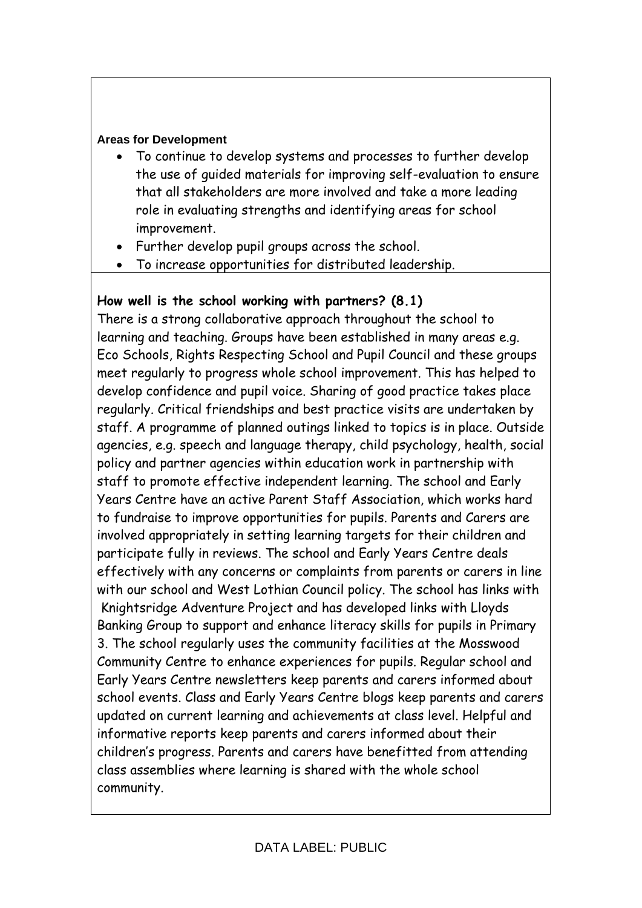**Areas for Development**

- To continue to develop systems and processes to further develop the use of guided materials for improving self-evaluation to ensure that all stakeholders are more involved and take a more leading role in evaluating strengths and identifying areas for school improvement.
- Further develop pupil groups across the school.
- To increase opportunities for distributed leadership.

**How well is the school working with partners? (8.1)**

There is a strong collaborative approach throughout the school to learning and teaching. Groups have been established in many areas e.g. Eco Schools, Rights Respecting School and Pupil Council and these groups meet regularly to progress whole school improvement. This has helped to develop confidence and pupil voice. Sharing of good practice takes place regularly. Critical friendships and best practice visits are undertaken by staff. A programme of planned outings linked to topics is in place. Outside agencies, e.g. speech and language therapy, child psychology, health, social policy and partner agencies within education work in partnership with staff to promote effective independent learning. The school and Early Years Centre have an active Parent Staff Association, which works hard to fundraise to improve opportunities for pupils. Parents and Carers are involved appropriately in setting learning targets for their children and participate fully in reviews. The school and Early Years Centre deals effectively with any concerns or complaints from parents or carers in line with our school and West Lothian Council policy. The school has links with Knightsridge Adventure Project and has developed links with Lloyds Banking Group to support and enhance literacy skills for pupils in Primary 3. The school regularly uses the community facilities at the Mosswood Community Centre to enhance experiences for pupils. Regular school and Early Years Centre newsletters keep parents and carers informed about school events. Class and Early Years Centre blogs keep parents and carers updated on current learning and achievements at class level. Helpful and informative reports keep parents and carers informed about their children's progress. Parents and carers have benefitted from attending class assemblies where learning is shared with the whole school community.

DATA LABEL: PUBLIC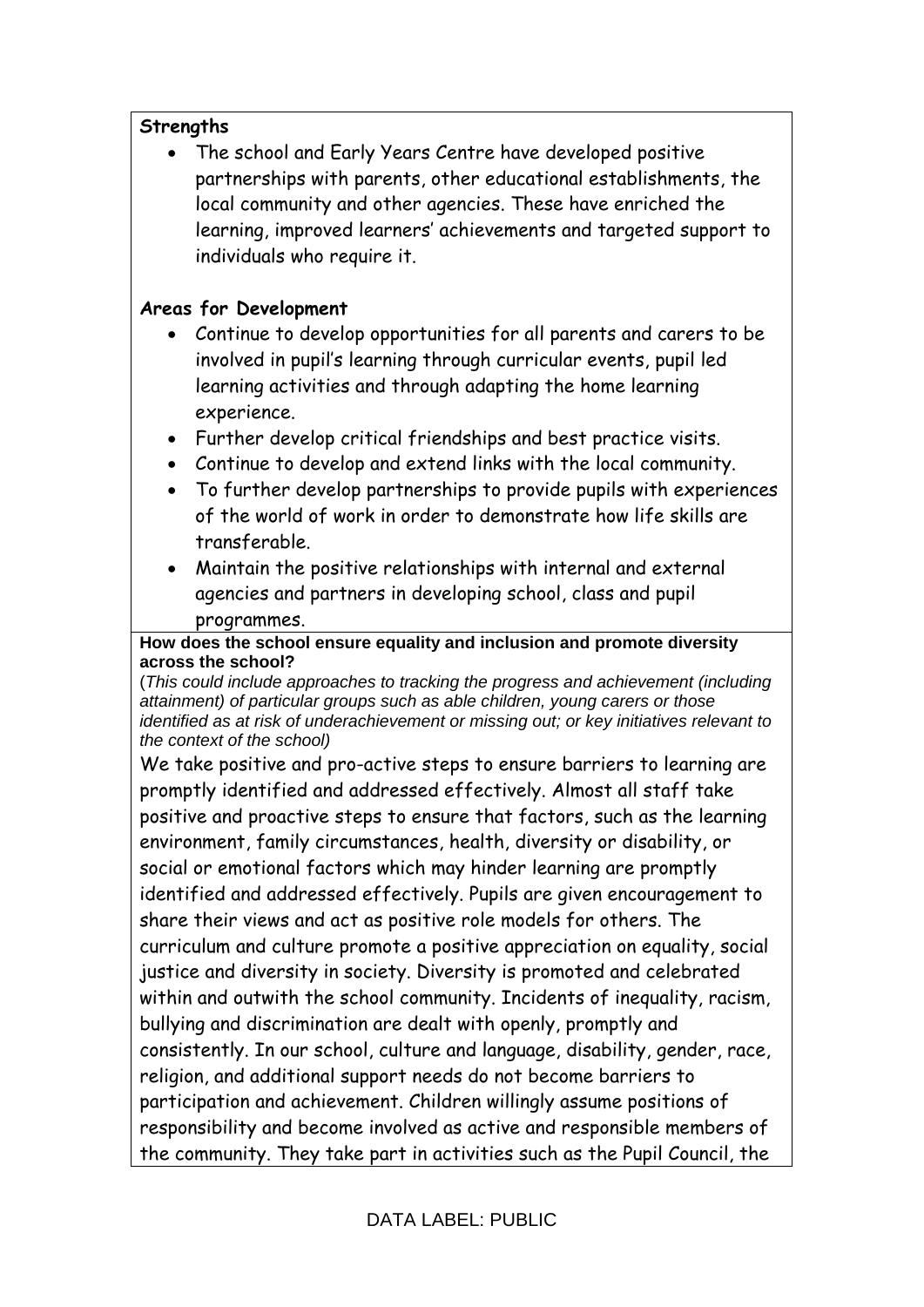**Strengths**

- The school and Early Years Centre have developed positive partnerships with parents, other educational establishments, the local community and other agencies. These have enriched the learning, improved learners' achievements and targeted support to individuals who require it.

**Areas for Development**

- Continue to develop opportunities for all parents and carers to be involved in pupil's learning through curricular events, pupil led learning activities and through adapting the home learning experience.
- Further develop critical friendships and best practice visits.
- Continue to develop and extend links with the local community.
- To further develop partnerships to provide pupils with experiences of the world of work in order to demonstrate how life skills are transferable.
- Maintain the positive relationships with internal and external agencies and partners in developing school, class and pupil programmes.

**How does the school ensure equality and inclusion and promote diversity across the school?**

(*This could include approaches to tracking the progress and achievement (including attainment) of particular groups such as able children, young carers or those identified as at risk of underachievement or missing out; or key initiatives relevant to the context of the school)*

We take positive and pro-active steps to ensure barriers to learning are promptly identified and addressed effectively. Almost all staff take positive and proactive steps to ensure that factors, such as the learning environment, family circumstances, health, diversity or disability, or social or emotional factors which may hinder learning are promptly identified and addressed effectively. Pupils are given encouragement to share their views and act as positive role models for others. The curriculum and culture promote a positive appreciation on equality, social justice and diversity in society. Diversity is promoted and celebrated within and outwith the school community. Incidents of inequality, racism, bullying and discrimination are dealt with openly, promptly and consistently. In our school, culture and language, disability, gender, race, religion, and additional support needs do not become barriers to participation and achievement. Children willingly assume positions of responsibility and become involved as active and responsible members of the community. They take part in activities such as the Pupil Council, the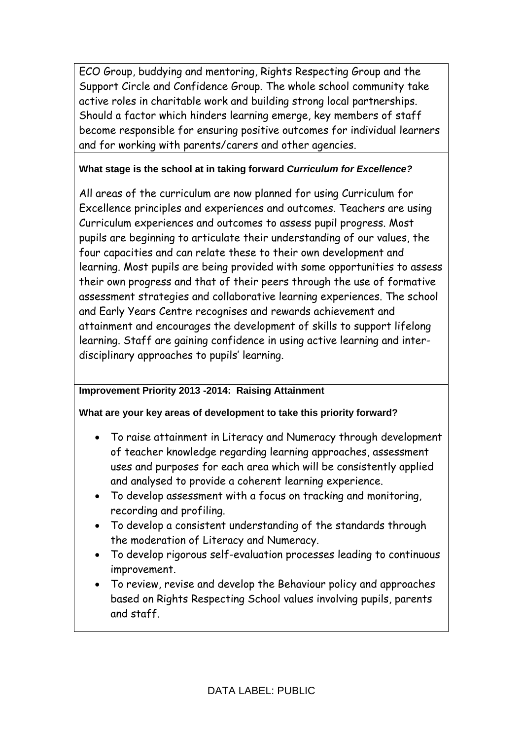ECO Group, buddying and mentoring, Rights Respecting Group and the Support Circle and Confidence Group. The whole school community take active roles in charitable work and building strong local partnerships. Should a factor which hinders learning emerge, key members of staff become responsible for ensuring positive outcomes for individual learners and for working with parents/carers and other agencies.

**What stage is the school at in taking forward *Curriculum for Excellence?***

All areas of the curriculum are now planned for using Curriculum for Excellence principles and experiences and outcomes. Teachers are using Curriculum experiences and outcomes to assess pupil progress. Most pupils are beginning to articulate their understanding of our values, the four capacities and can relate these to their own development and learning. Most pupils are being provided with some opportunities to assess their own progress and that of their peers through the use of formative assessment strategies and collaborative learning experiences. The school and Early Years Centre recognises and rewards achievement and attainment and encourages the development of skills to support lifelong learning. Staff are gaining confidence in using active learning and inter-disciplinary approaches to pupils' learning.

**Improvement Priority 2013 -2014: Raising Attainment**

**What are your key areas of development to take this priority forward?**

- To raise attainment in Literacy and Numeracy through development of teacher knowledge regarding learning approaches, assessment uses and purposes for each area which will be consistently applied and analysed to provide a coherent learning experience.
- To develop assessment with a focus on tracking and monitoring, recording and profiling.
- To develop a consistent understanding of the standards through the moderation of Literacy and Numeracy.
- To develop rigorous self-evaluation processes leading to continuous improvement.
- To review, revise and develop the Behaviour policy and approaches based on Rights Respecting School values involving pupils, parents and staff.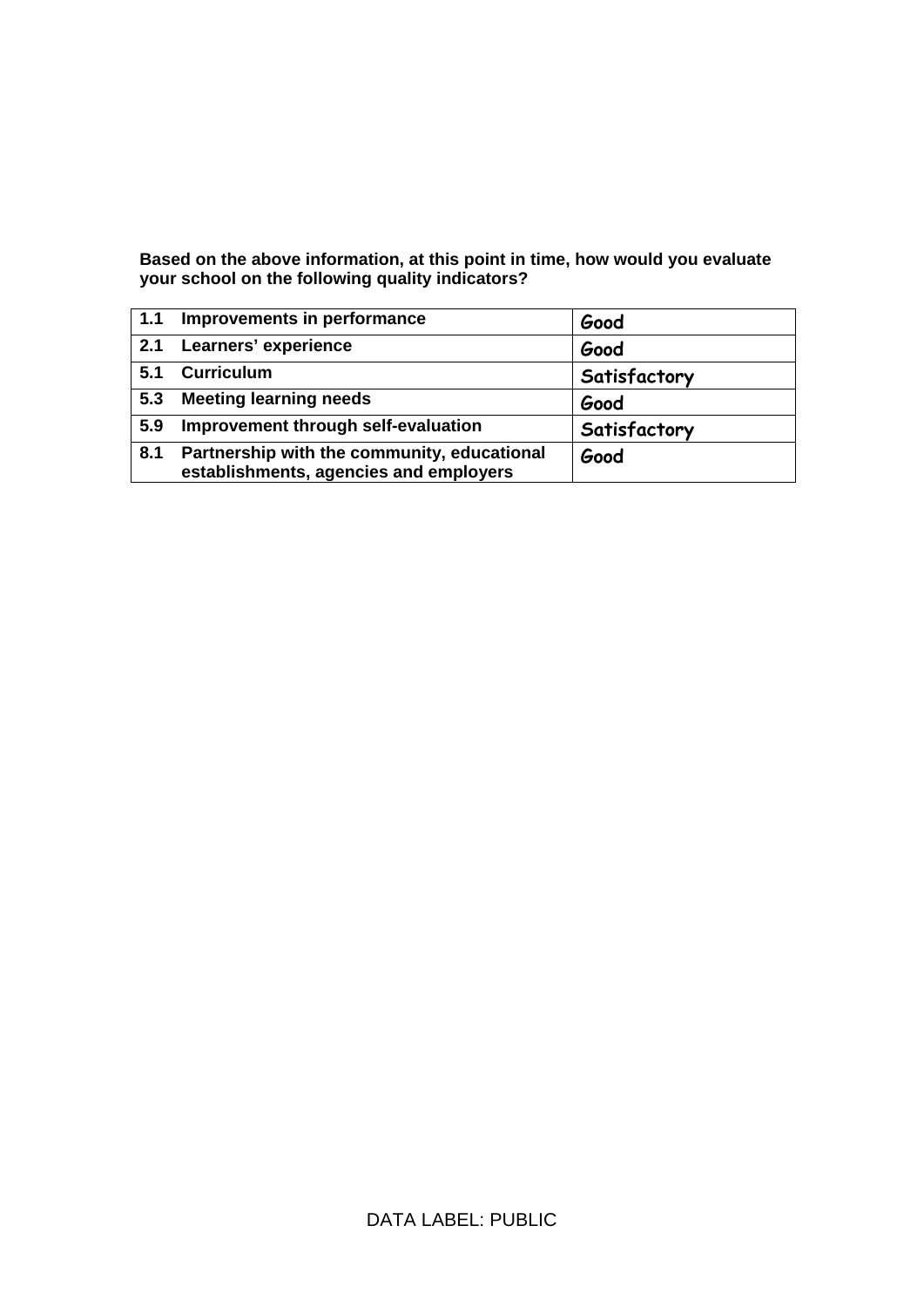**Based on the above information, at this point in time, how would you evaluate your school on the following quality indicators?**

| | | |
|---|---|---|
| **1.1** | **Improvements in performance** | Good |
| **2.1** | **Learners' experience** | Good |
| **5.1** | **Curriculum** | Satisfactory |
| **5.3** | **Meeting learning needs** | Good |
| **5.9** | **Improvement through self-evaluation** | Satisfactory |
| **8.1** | **Partnership with the community, educational establishments, agencies and employers** | Good |

DATA LABEL: PUBLIC